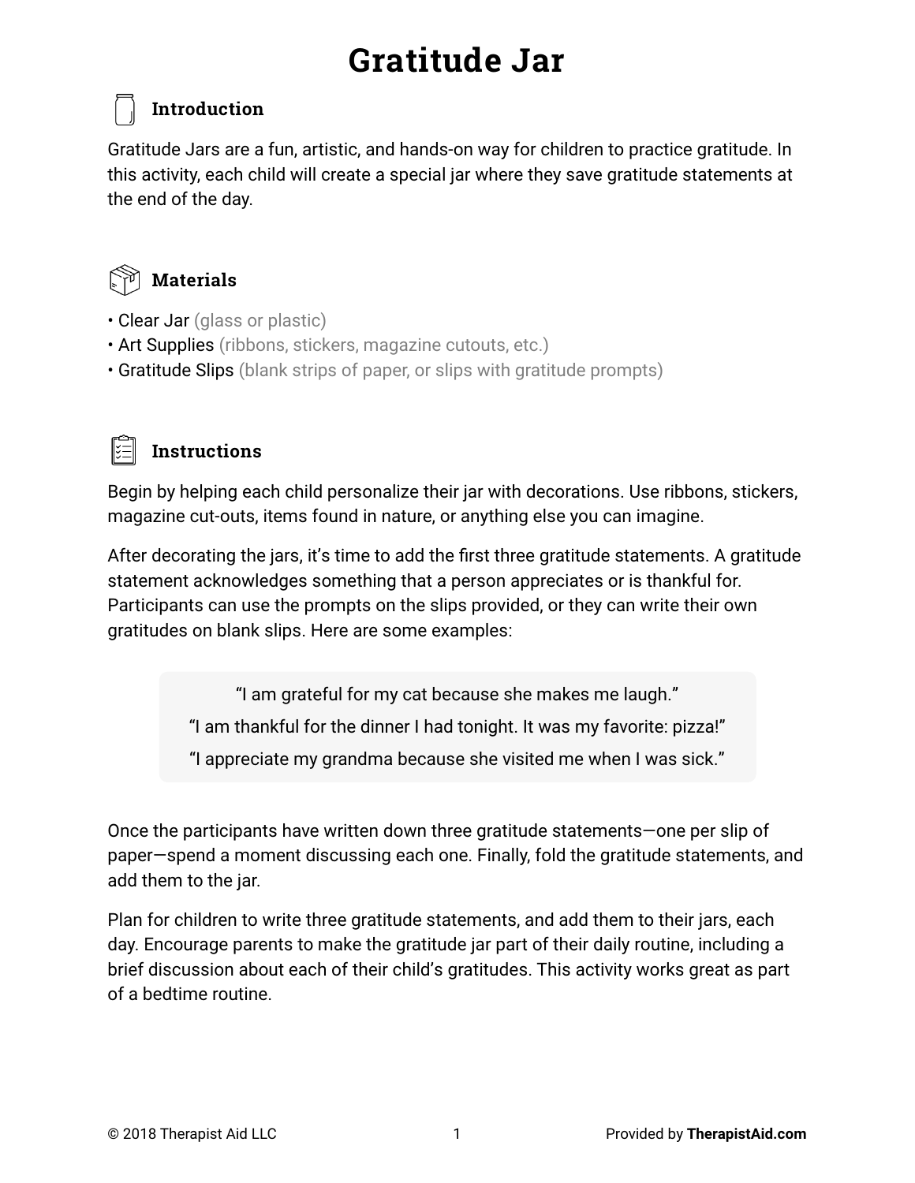# Gratitude Jar

## Introduction

Gratitude Jars are a fun, artistic, and hands-on way for children to practice gratitude. In this activity, each child will create a special jar where they save gratitude statements at the end of the day.

## Materials

- Clear Jar (glass or plastic)
- Art Supplies (ribbons, stickers, magazine cutouts, etc.)
- Gratitude Slips (blank strips of paper, or slips with gratitude prompts)

## Instructions

Begin by helping each child personalize their jar with decorations. Use ribbons, stickers, magazine cut-outs, items found in nature, or anything else you can imagine.

After decorating the jars, it's time to add the first three gratitude statements. A gratitude statement acknowledges something that a person appreciates or is thankful for. Participants can use the prompts on the slips provided, or they can write their own gratitudes on blank slips. Here are some examples:

> "I am grateful for my cat because she makes me laugh."
>
> "I am thankful for the dinner I had tonight. It was my favorite: pizza!"
>
> "I appreciate my grandma because she visited me when I was sick."

Once the participants have written down three gratitude statements—one per slip of paper—spend a moment discussing each one. Finally, fold the gratitude statements, and add them to the jar.

Plan for children to write three gratitude statements, and add them to their jars, each day. Encourage parents to make the gratitude jar part of their daily routine, including a brief discussion about each of their child's gratitudes. This activity works great as part of a bedtime routine.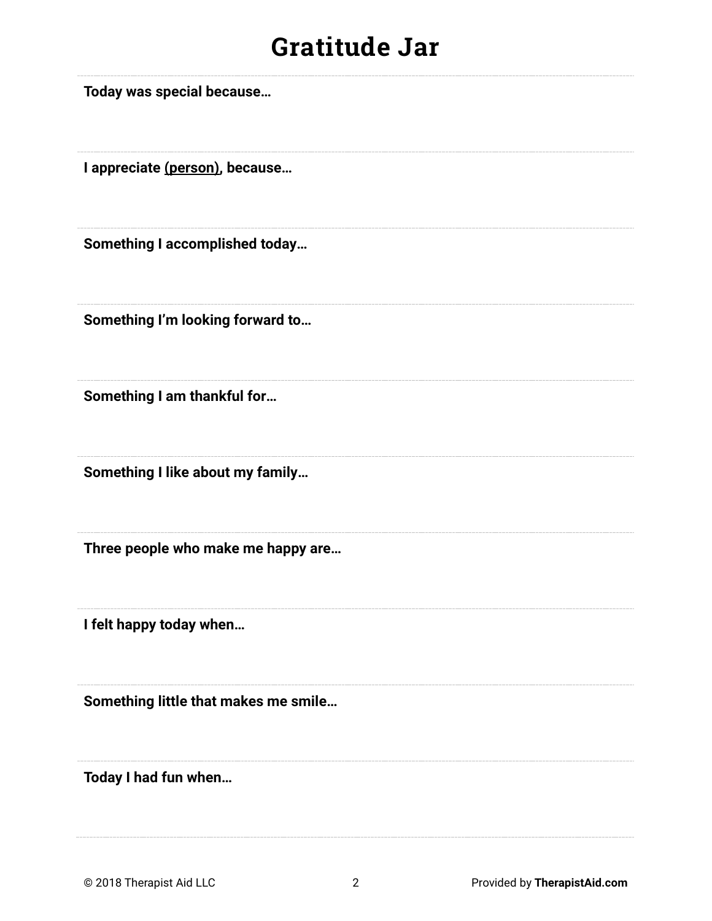# Gratitude Jar

**Today was special because…**

---

**I appreciate <u>(person)</u>, because…**

---

**Something I accomplished today…**

---

**Something I'm looking forward to…**

---

**Something I am thankful for…**

---

**Something I like about my family…**

---

**Three people who make me happy are…**

---

**I felt happy today when…**

---

**Something little that makes me smile…**

---

**Today I had fun when…**

---

© 2018 Therapist Aid LLC

Provided by **TherapistAid.com**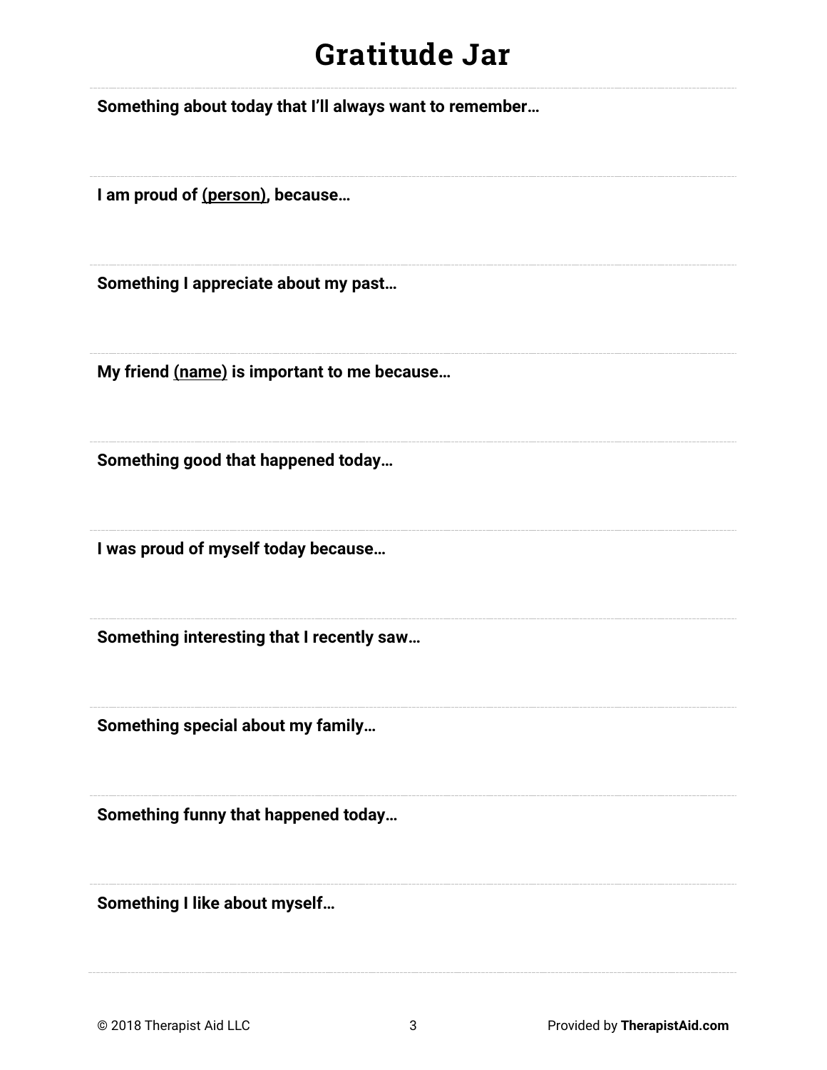# Gratitude Jar

---

**Something about today that I'll always want to remember…**

---

**I am proud of <u>(person)</u>, because…**

---

**Something I appreciate about my past…**

---

**My friend <u>(name)</u> is important to me because…**

---

**Something good that happened today…**

---

**I was proud of myself today because…**

---

**Something interesting that I recently saw…**

---

**Something special about my family…**

---

**Something funny that happened today…**

---

**Something I like about myself…**

---

© 2018 Therapist Aid LLC — Provided by **TherapistAid.com**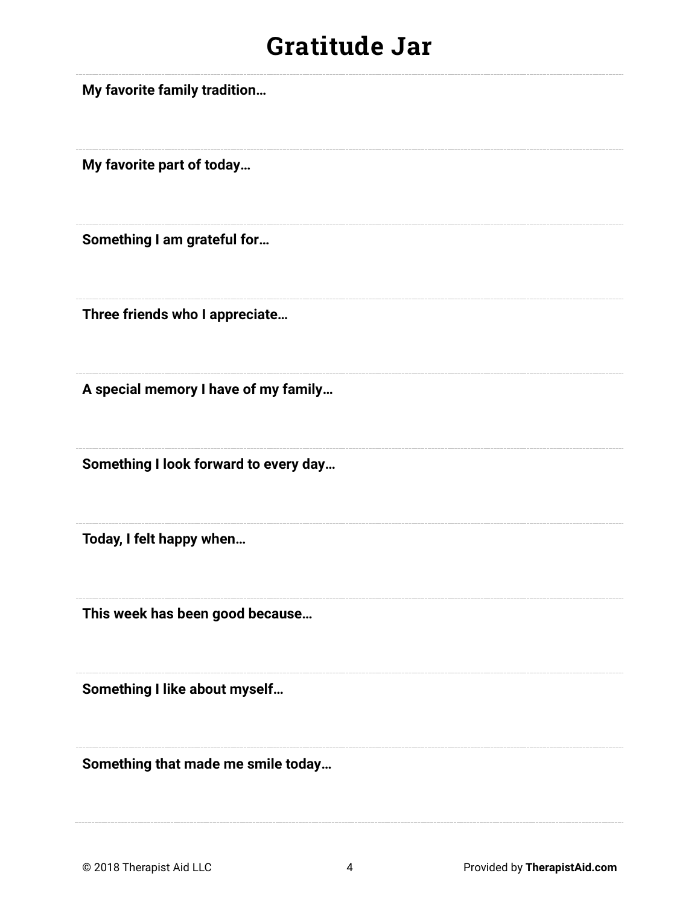# Gratitude Jar

---

**My favorite family tradition…**

---

**My favorite part of today…**

---

**Something I am grateful for…**

---

**Three friends who I appreciate…**

---

**A special memory I have of my family…**

---

**Something I look forward to every day…**

---

**Today, I felt happy when…**

---

**This week has been good because…**

---

**Something I like about myself…**

---

**Something that made me smile today…**

---

© 2018 Therapist Aid LLC

Provided by **TherapistAid.com**